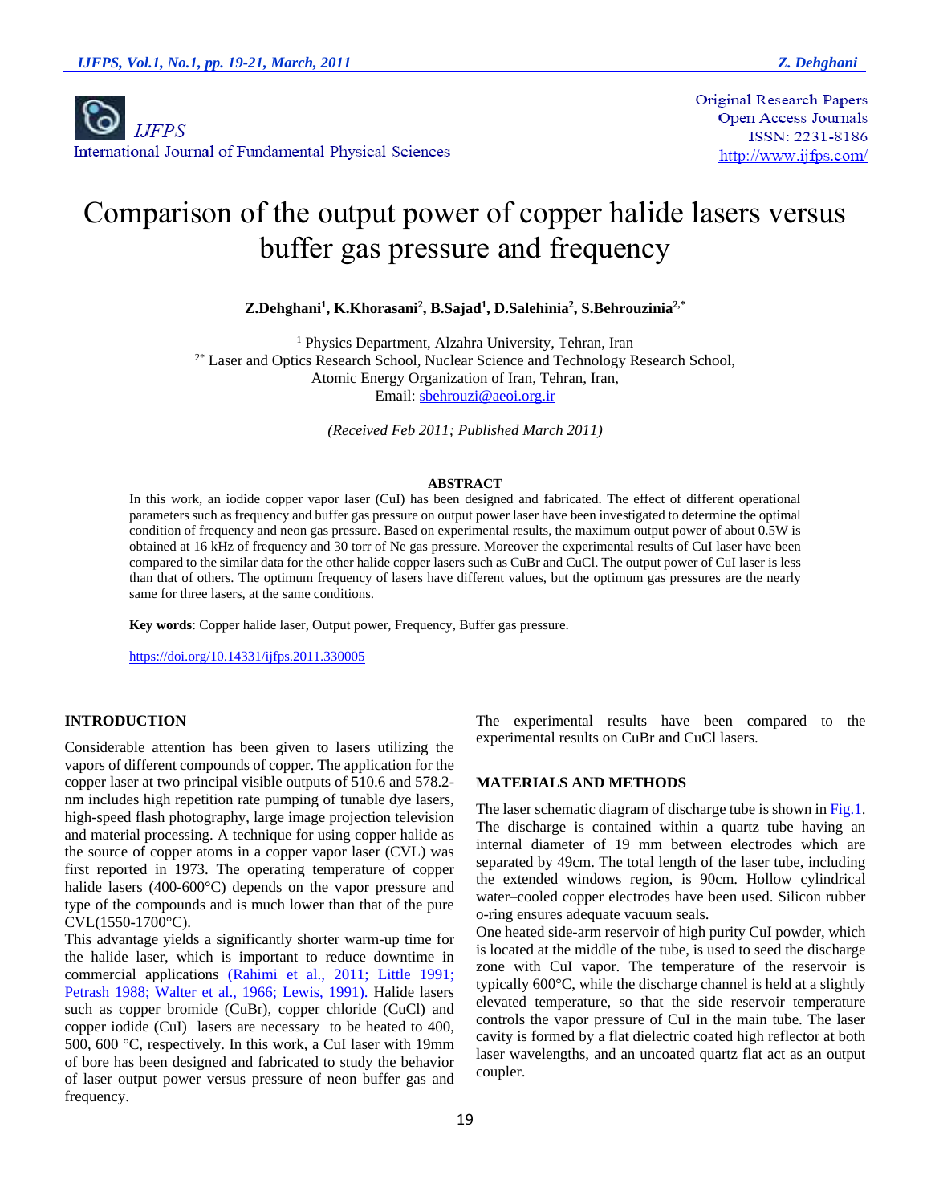IJFPS

International Journal of Fundamental Physical Sciences

Original Research Papers
Open Access Journals
ISSN: 2231-8186
http://www.ijfps.com/

# Comparison of the output power of copper halide lasers versus buffer gas pressure and frequency

**Z.Dehghani[1], K.Khorasani[2], B.Sajad[1], D.Salehinia[2], S.Behrouzinia[2,*]**

[1] Physics Department, Alzahra University, Tehran, Iran
[2*] Laser and Optics Research School, Nuclear Science and Technology Research School, Atomic Energy Organization of Iran, Tehran, Iran,
Email: sbehrouzi@aeoi.org.ir

*(Received Feb 2011; Published March 2011)*

### ABSTRACT

In this work, an iodide copper vapor laser (CuI) has been designed and fabricated. The effect of different operational parameters such as frequency and buffer gas pressure on output power laser have been investigated to determine the optimal condition of frequency and neon gas pressure. Based on experimental results, the maximum output power of about 0.5W is obtained at 16 kHz of frequency and 30 torr of Ne gas pressure. Moreover the experimental results of CuI laser have been compared to the similar data for the other halide copper lasers such as CuBr and CuCl. The output power of CuI laser is less than that of others. The optimum frequency of lasers have different values, but the optimum gas pressures are the nearly same for three lasers, at the same conditions.

**Key words**: Copper halide laser, Output power, Frequency, Buffer gas pressure.

https://doi.org/10.14331/ijfps.2011.330005

## INTRODUCTION

Considerable attention has been given to lasers utilizing the vapors of different compounds of copper. The application for the copper laser at two principal visible outputs of 510.6 and 578.2-nm includes high repetition rate pumping of tunable dye lasers, high-speed flash photography, large image projection television and material processing. A technique for using copper halide as the source of copper atoms in a copper vapor laser (CVL) was first reported in 1973. The operating temperature of copper halide lasers (400-600°C) depends on the vapor pressure and type of the compounds and is much lower than that of the pure CVL(1550-1700°C).

This advantage yields a significantly shorter warm-up time for the halide laser, which is important to reduce downtime in commercial applications (Rahimi et al., 2011; Little 1991; Petrash 1988; Walter et al., 1966; Lewis, 1991). Halide lasers such as copper bromide (CuBr), copper chloride (CuCl) and copper iodide (CuI) lasers are necessary to be heated to 400, 500, 600 °C, respectively. In this work, a CuI laser with 19mm of bore has been designed and fabricated to study the behavior of laser output power versus pressure of neon buffer gas and frequency.

The experimental results have been compared to the experimental results on CuBr and CuCl lasers.

## MATERIALS AND METHODS

The laser schematic diagram of discharge tube is shown in Fig.1. The discharge is contained within a quartz tube having an internal diameter of 19 mm between electrodes which are separated by 49cm. The total length of the laser tube, including the extended windows region, is 90cm. Hollow cylindrical water–cooled copper electrodes have been used. Silicon rubber o-ring ensures adequate vacuum seals.

One heated side-arm reservoir of high purity CuI powder, which is located at the middle of the tube, is used to seed the discharge zone with CuI vapor. The temperature of the reservoir is typically 600°C, while the discharge channel is held at a slightly elevated temperature, so that the side reservoir temperature controls the vapor pressure of CuI in the main tube. The laser cavity is formed by a flat dielectric coated high reflector at both laser wavelengths, and an uncoated quartz flat act as an output coupler.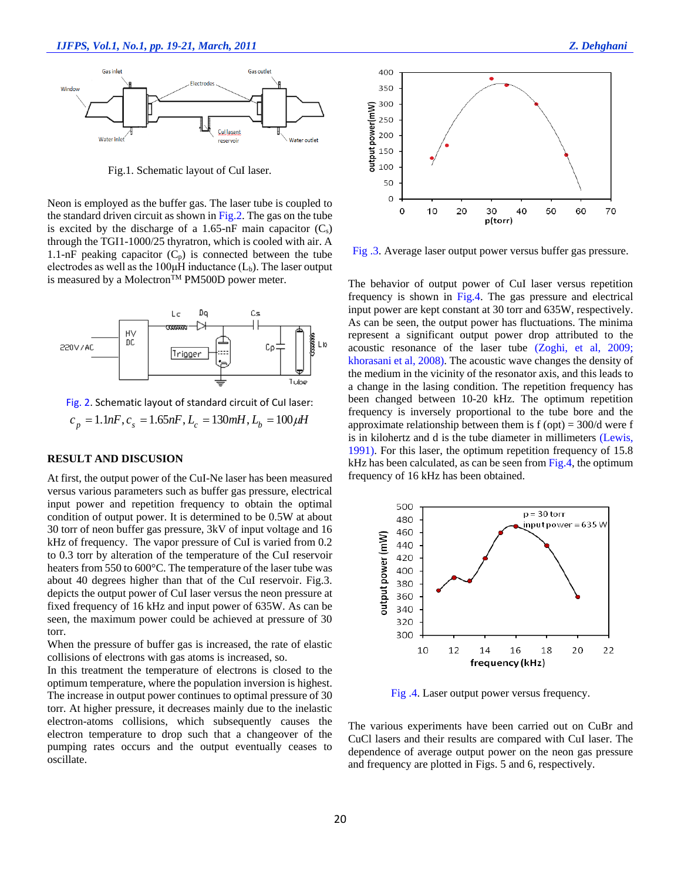Fig.1. Schematic layout of CuI laser.

Neon is employed as the buffer gas. The laser tube is coupled to the standard driven circuit as shown in Fig.2. The gas on the tube is excited by the discharge of a 1.65-nF main capacitor ($C_s$) through the TGI1-1000/25 thyratron, which is cooled with air. A 1.1-nF peaking capacitor ($C_p$) is connected between the tube electrodes as well as the 100µH inductance ($L_b$). The laser output is measured by a Molectron[TM] PM500D power meter.

Fig. 2. Schematic layout of standard circuit of CuI laser: $c_p = 1.1nF, c_s = 1.65nF, L_c = 130mH, L_b = 100\mu H$

## RESULT AND DISCUSION

At first, the output power of the CuI-Ne laser has been measured versus various parameters such as buffer gas pressure, electrical input power and repetition frequency to obtain the optimal condition of output power. It is determined to be 0.5W at about 30 torr of neon buffer gas pressure, 3kV of input voltage and 16 kHz of frequency. The vapor pressure of CuI is varied from 0.2 to 0.3 torr by alteration of the temperature of the CuI reservoir heaters from 550 to 600°C. The temperature of the laser tube was about 40 degrees higher than that of the CuI reservoir. Fig.3. depicts the output power of CuI laser versus the neon pressure at fixed frequency of 16 kHz and input power of 635W. As can be seen, the maximum power could be achieved at pressure of 30 torr.

When the pressure of buffer gas is increased, the rate of elastic collisions of electrons with gas atoms is increased, so.

In this treatment the temperature of electrons is closed to the optimum temperature, where the population inversion is highest. The increase in output power continues to optimal pressure of 30 torr. At higher pressure, it decreases mainly due to the inelastic electron-atoms collisions, which subsequently causes the electron temperature to drop such that a changeover of the pumping rates occurs and the output eventually ceases to oscillate.

Fig .3. Average laser output power versus buffer gas pressure.

The behavior of output power of CuI laser versus repetition frequency is shown in Fig.4. The gas pressure and electrical input power are kept constant at 30 torr and 635W, respectively. As can be seen, the output power has fluctuations. The minima represent a significant output power drop attributed to the acoustic resonance of the laser tube (Zoghi, et al, 2009; khorasani et al, 2008). The acoustic wave changes the density of the medium in the vicinity of the resonator axis, and this leads to a change in the lasing condition. The repetition frequency has been changed between 10-20 kHz. The optimum repetition frequency is inversely proportional to the tube bore and the approximate relationship between them is f (opt) = 300/d were f is in kilohertz and d is the tube diameter in millimeters (Lewis, 1991). For this laser, the optimum repetition frequency of 15.8 kHz has been calculated, as can be seen from Fig.4, the optimum frequency of 16 kHz has been obtained.

Fig .4. Laser output power versus frequency.

The various experiments have been carried out on CuBr and CuCl lasers and their results are compared with CuI laser. The dependence of average output power on the neon gas pressure and frequency are plotted in Figs. 5 and 6, respectively.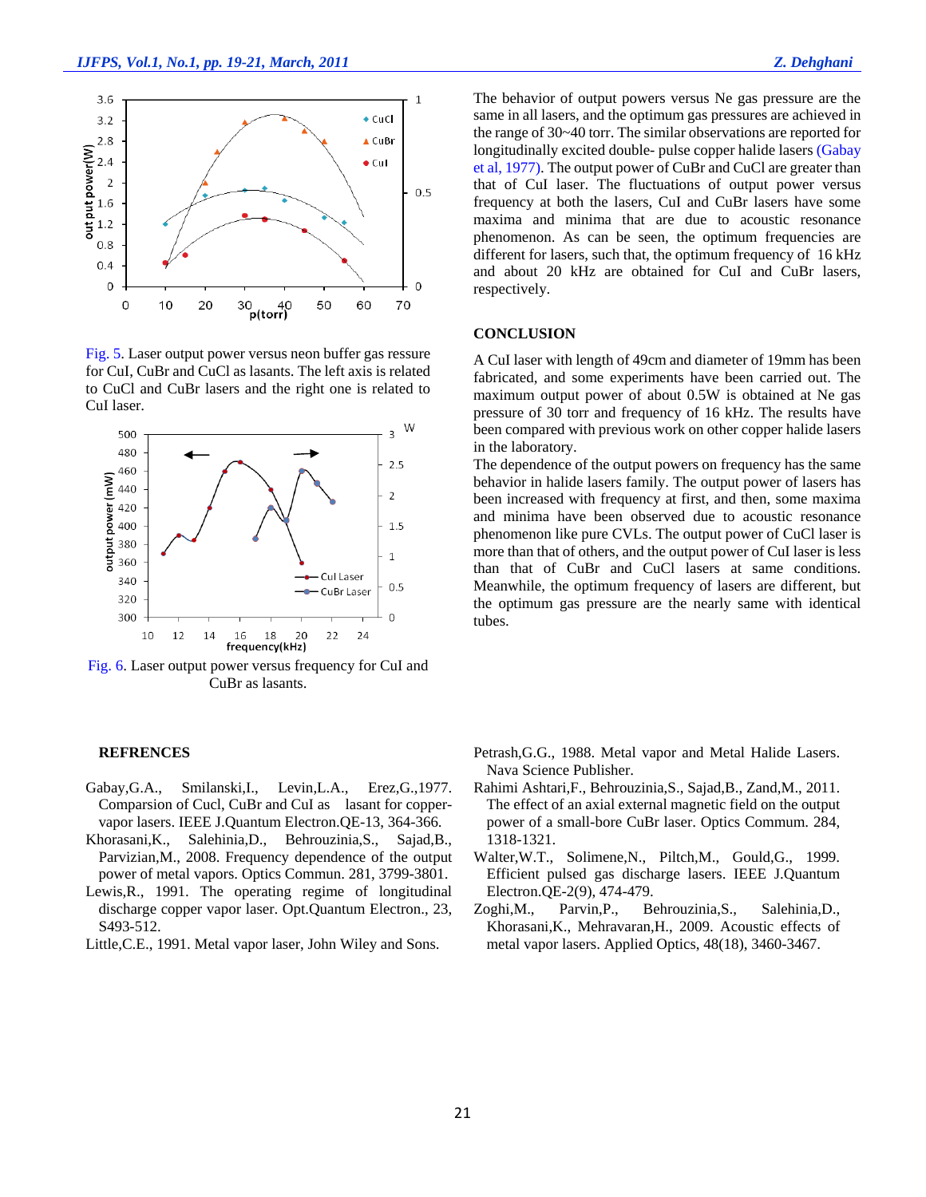3.6
3.2
2.8
2.4
2
1.6
1.2
0.8
0.4
0
out put power(W)
1
0.5
0
0 10 20 30 40 50 60 70
p(torr)
CuCl
CuBr
CuI

Fig. 5. Laser output power versus neon buffer gas ressure for CuI, CuBr and CuCl as lasants. The left axis is related to CuCl and CuBr lasers and the right one is related to CuI laser.

500
480
460
440
420
400
380
360
340
320
300
output power (mW)
W
3
2.5
2
1.5
1
0.5
0
10 12 14 16 18 20 22 24
frequency(kHz)
CuI Laser
CuBr Laser

Fig. 6. Laser output power versus frequency for CuI and CuBr as lasants.

The behavior of output powers versus Ne gas pressure are the same in all lasers, and the optimum gas pressures are achieved in the range of 30~40 torr. The similar observations are reported for longitudinally excited double- pulse copper halide lasers (Gabay et al, 1977). The output power of CuBr and CuCl are greater than that of CuI laser. The fluctuations of output power versus frequency at both the lasers, CuI and CuBr lasers have some maxima and minima that are due to acoustic resonance phenomenon. As can be seen, the optimum frequencies are different for lasers, such that, the optimum frequency of 16 kHz and about 20 kHz are obtained for CuI and CuBr lasers, respectively.

## CONCLUSION

A CuI laser with length of 49cm and diameter of 19mm has been fabricated, and some experiments have been carried out. The maximum output power of about 0.5W is obtained at Ne gas pressure of 30 torr and frequency of 16 kHz. The results have been compared with previous work on other copper halide lasers in the laboratory.

The dependence of the output powers on frequency has the same behavior in halide lasers family. The output power of lasers has been increased with frequency at first, and then, some maxima and minima have been observed due to acoustic resonance phenomenon like pure CVLs. The output power of CuCl laser is more than that of others, and the output power of CuI laser is less than that of CuBr and CuCl lasers at same conditions. Meanwhile, the optimum frequency of lasers are different, but the optimum gas pressure are the nearly same with identical tubes.

## REFRENCES

Gabay,G.A., Smilanski,I., Levin,L.A., Erez,G.,1977. Comparsion of Cucl, CuBr and CuI as lasant for copper-vapor lasers. IEEE J.Quantum Electron.QE-13, 364-366.

Khorasani,K., Salehinia,D., Behrouzinia,S., Sajad,B., Parvizian,M., 2008. Frequency dependence of the output power of metal vapors. Optics Commun. 281, 3799-3801.

Lewis,R., 1991. The operating regime of longitudinal discharge copper vapor laser. Opt.Quantum Electron., 23, S493-512.

Little,C.E., 1991. Metal vapor laser, John Wiley and Sons.

Petrash,G.G., 1988. Metal vapor and Metal Halide Lasers. Nava Science Publisher.

Rahimi Ashtari,F., Behrouzinia,S., Sajad,B., Zand,M., 2011. The effect of an axial external magnetic field on the output power of a small-bore CuBr laser. Optics Commum. 284, 1318-1321.

Walter,W.T., Solimene,N., Piltch,M., Gould,G., 1999. Efficient pulsed gas discharge lasers. IEEE J.Quantum Electron.QE-2(9), 474-479.

Zoghi,M., Parvin,P., Behrouzinia,S., Salehinia,D., Khorasani,K., Mehravaran,H., 2009. Acoustic effects of metal vapor lasers. Applied Optics, 48(18), 3460-3467.